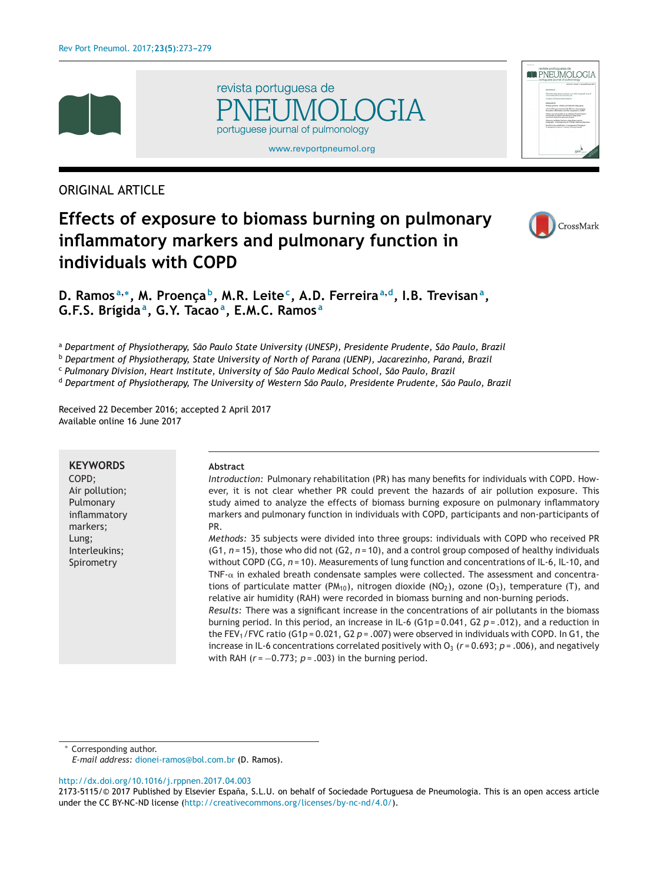ORIGINAL ARTICLE

# Effects of exposure to biomass burning on pulmonary inflammatory markers and pulmonary function in individuals with COPD

**D. Ramos[a,*], M. Proença[b], M.R. Leite[c], A.D. Ferreira[a,d], I.B. Trevisan[a], G.F.S. Brígida[a], G.Y. Tacao[a], E.M.C. Ramos[a]**

[a] *Department of Physiotherapy, São Paulo State University (UNESP), Presidente Prudente, São Paulo, Brazil*
[b] *Department of Physiotherapy, State University of North of Parana (UENP), Jacarezinho, Paraná, Brazil*
[c] *Pulmonary Division, Heart Institute, University of São Paulo Medical School, São Paulo, Brazil*
[d] *Department of Physiotherapy, The University of Western São Paulo, Presidente Prudente, São Paulo, Brazil*

Received 22 December 2016; accepted 2 April 2017
Available online 16 June 2017

**KEYWORDS**
COPD;
Air pollution;
Pulmonary inflammatory markers;
Lung;
Interleukins;
Spirometry

## Abstract

*Introduction:* Pulmonary rehabilitation (PR) has many benefits for individuals with COPD. However, it is not clear whether PR could prevent the hazards of air pollution exposure. This study aimed to analyze the effects of biomass burning exposure on pulmonary inflammatory markers and pulmonary function in individuals with COPD, participants and non-participants of PR.

*Methods:* 35 subjects were divided into three groups: individuals with COPD who received PR (G1, $n = 15$), those who did not (G2, $n = 10$), and a control group composed of healthy individuals without COPD (CG, $n = 10$). Measurements of lung function and concentrations of IL-6, IL-10, and TNF-$\alpha$ in exhaled breath condensate samples were collected. The assessment and concentrations of particulate matter ($PM_{10}$), nitrogen dioxide ($NO_2$), ozone ($O_3$), temperature (T), and relative air humidity (RAH) were recorded in biomass burning and non-burning periods.

*Results:* There was a significant increase in the concentrations of air pollutants in the biomass burning period. In this period, an increase in IL-6 (G1p = 0.041, G2 $p = .012$), and a reduction in the $FEV_1$/FVC ratio (G1p = 0.021, G2 $p = .007$) were observed in individuals with COPD. In G1, the increase in IL-6 concentrations correlated positively with $O_3$ ($r = 0.693$; $p = .006$), and negatively with RAH ($r = -0.773$; $p = .003$) in the burning period.

\* Corresponding author.
*E-mail address:* dionei-ramos@bol.com.br (D. Ramos).

http://dx.doi.org/10.1016/j.rppnen.2017.04.003
2173-5115/© 2017 Published by Elsevier España, S.L.U. on behalf of Sociedade Portuguesa de Pneumologia. This is an open access article under the CC BY-NC-ND license (http://creativecommons.org/licenses/by-nc-nd/4.0/).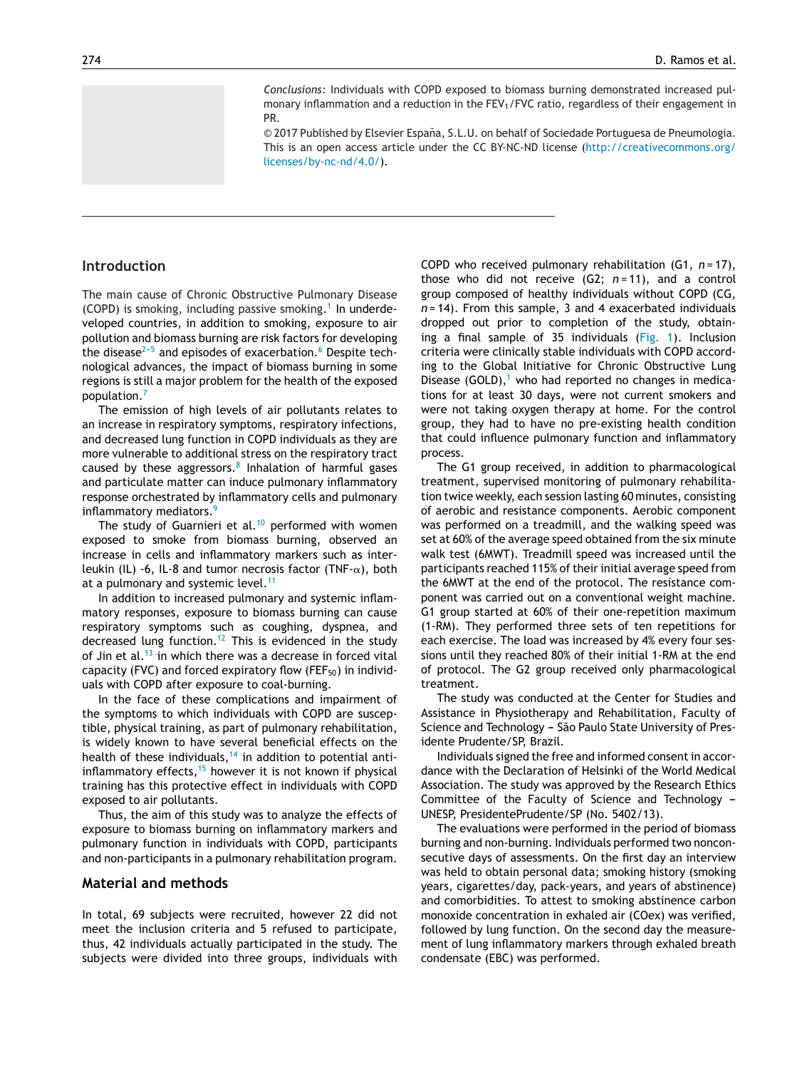*Conclusions:* Individuals with COPD exposed to biomass burning demonstrated increased pulmonary inflammation and a reduction in the $FEV_1/FVC$ ratio, regardless of their engagement in PR.

© 2017 Published by Elsevier España, S.L.U. on behalf of Sociedade Portuguesa de Pneumologia. This is an open access article under the CC BY-NC-ND license (http://creativecommons.org/licenses/by-nc-nd/4.0/).

## Introduction

The main cause of Chronic Obstructive Pulmonary Disease (COPD) is smoking, including passive smoking.[1] In underdeveloped countries, in addition to smoking, exposure to air pollution and biomass burning are risk factors for developing the disease[2-5] and episodes of exacerbation.[6] Despite technological advances, the impact of biomass burning in some regions is still a major problem for the health of the exposed population.[7]

The emission of high levels of air pollutants relates to an increase in respiratory symptoms, respiratory infections, and decreased lung function in COPD individuals as they are more vulnerable to additional stress on the respiratory tract caused by these aggressors.[8] Inhalation of harmful gases and particulate matter can induce pulmonary inflammatory response orchestrated by inflammatory cells and pulmonary inflammatory mediators.[9]

The study of Guarnieri et al.[10] performed with women exposed to smoke from biomass burning, observed an increase in cells and inflammatory markers such as interleukin (IL) -6, IL-8 and tumor necrosis factor (TNF-$\alpha$), both at a pulmonary and systemic level.[11]

In addition to increased pulmonary and systemic inflammatory responses, exposure to biomass burning can cause respiratory symptoms such as coughing, dyspnea, and decreased lung function.[12] This is evidenced in the study of Jin et al.[13] in which there was a decrease in forced vital capacity (FVC) and forced expiratory flow ($FEF_{50}$) in individuals with COPD after exposure to coal-burning.

In the face of these complications and impairment of the symptoms to which individuals with COPD are susceptible, physical training, as part of pulmonary rehabilitation, is widely known to have several beneficial effects on the health of these individuals,[14] in addition to potential anti-inflammatory effects,[15] however it is not known if physical training has this protective effect in individuals with COPD exposed to air pollutants.

Thus, the aim of this study was to analyze the effects of exposure to biomass burning on inflammatory markers and pulmonary function in individuals with COPD, participants and non-participants in a pulmonary rehabilitation program.

## Material and methods

In total, 69 subjects were recruited, however 22 did not meet the inclusion criteria and 5 refused to participate, thus, 42 individuals actually participated in the study. The subjects were divided into three groups, individuals with COPD who received pulmonary rehabilitation (G1, $n = 17$), those who did not receive (G2; $n = 11$), and a control group composed of healthy individuals without COPD (CG, $n = 14$). From this sample, 3 and 4 exacerbated individuals dropped out prior to completion of the study, obtaining a final sample of 35 individuals (Fig. 1). Inclusion criteria were clinically stable individuals with COPD according to the Global Initiative for Chronic Obstructive Lung Disease (GOLD),[1] who had reported no changes in medications for at least 30 days, were not current smokers and were not taking oxygen therapy at home. For the control group, they had to have no pre-existing health condition that could influence pulmonary function and inflammatory process.

The G1 group received, in addition to pharmacological treatment, supervised monitoring of pulmonary rehabilitation twice weekly, each session lasting 60 minutes, consisting of aerobic and resistance components. Aerobic component was performed on a treadmill, and the walking speed was set at 60% of the average speed obtained from the six minute walk test (6MWT). Treadmill speed was increased until the participants reached 115% of their initial average speed from the 6MWT at the end of the protocol. The resistance component was carried out on a conventional weight machine. G1 group started at 60% of their one-repetition maximum (1-RM). They performed three sets of ten repetitions for each exercise. The load was increased by 4% every four sessions until they reached 80% of their initial 1-RM at the end of protocol. The G2 group received only pharmacological treatment.

The study was conducted at the Center for Studies and Assistance in Physiotherapy and Rehabilitation, Faculty of Science and Technology – São Paulo State University of Presidente Prudente/SP, Brazil.

Individuals signed the free and informed consent in accordance with the Declaration of Helsinki of the World Medical Association. The study was approved by the Research Ethics Committee of the Faculty of Science and Technology – UNESP, PresidentePrudente/SP (No. 5402/13).

The evaluations were performed in the period of biomass burning and non-burning. Individuals performed two nonconsecutive days of assessments. On the first day an interview was held to obtain personal data; smoking history (smoking years, cigarettes/day, pack-years, and years of abstinence) and comorbidities. To attest to smoking abstinence carbon monoxide concentration in exhaled air (COex) was verified, followed by lung function. On the second day the measurement of lung inflammatory markers through exhaled breath condensate (EBC) was performed.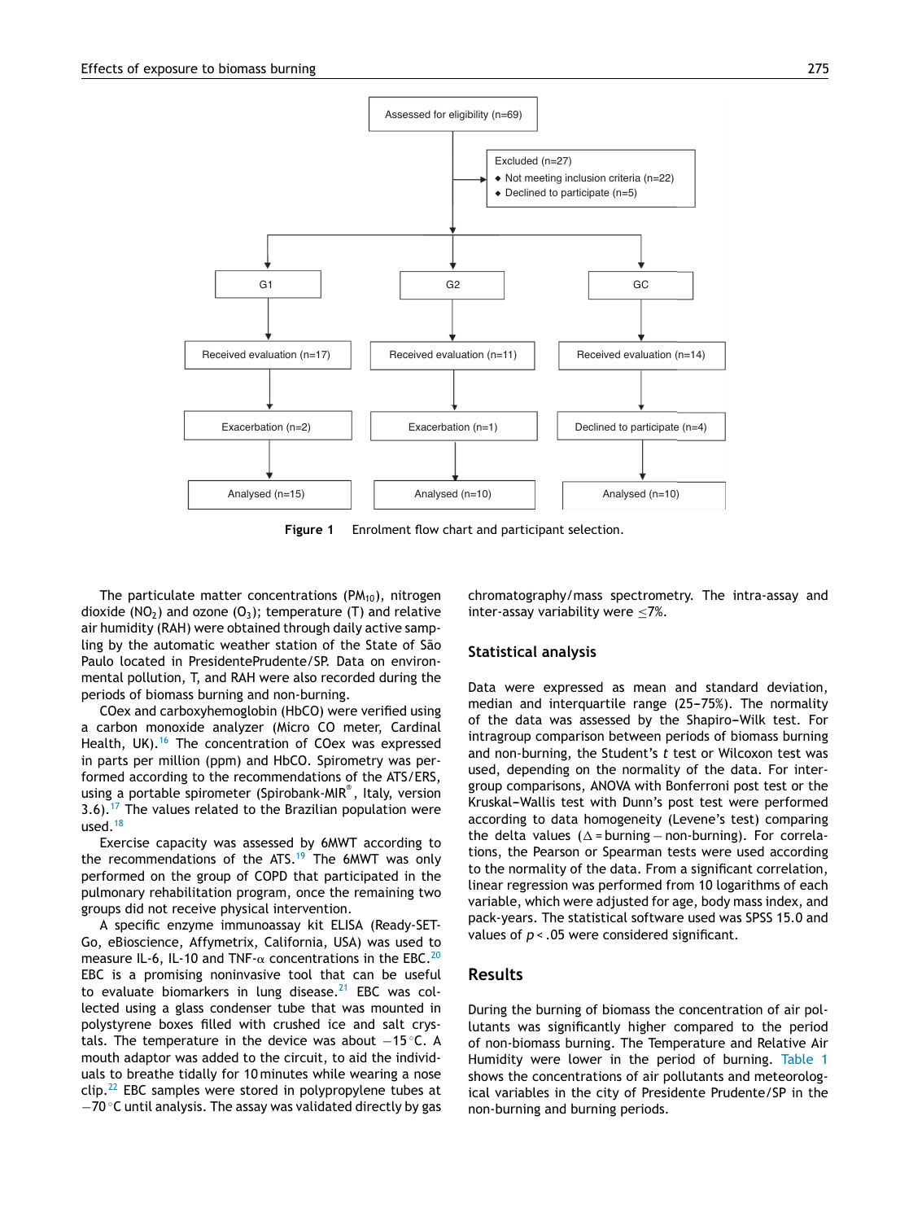Assessed for eligibility (n=69)

Excluded (n=27)
- Not meeting inclusion criteria (n=22)
- Declined to participate (n=5)

| G1 | G2 | GC |
|---|---|---|
| Received evaluation (n=17) | Received evaluation (n=11) | Received evaluation (n=14) |
| Exacerbation (n=2) | Exacerbation (n=1) | Declined to participate (n=4) |
| Analysed (n=15) | Analysed (n=10) | Analysed (n=10) |

**Figure 1** Enrolment flow chart and participant selection.

The particulate matter concentrations ($PM_{10}$), nitrogen dioxide ($NO_2$) and ozone ($O_3$); temperature (T) and relative air humidity (RAH) were obtained through daily active sampling by the automatic weather station of the State of São Paulo located in PresidentePrudente/SP. Data on environmental pollution, T, and RAH were also recorded during the periods of biomass burning and non-burning.

COex and carboxyhemoglobin (HbCO) were verified using a carbon monoxide analyzer (Micro CO meter, Cardinal Health, UK).[16] The concentration of COex was expressed in parts per million (ppm) and HbCO. Spirometry was performed according to the recommendations of the ATS/ERS, using a portable spirometer (Spirobank-MIR®, Italy, version 3.6).[17] The values related to the Brazilian population were used.[18]

Exercise capacity was assessed by 6MWT according to the recommendations of the ATS.[19] The 6MWT was only performed on the group of COPD that participated in the pulmonary rehabilitation program, once the remaining two groups did not receive physical intervention.

A specific enzyme immunoassay kit ELISA (Ready-SET-Go, eBioscience, Affymetrix, California, USA) was used to measure IL-6, IL-10 and TNF-α concentrations in the EBC.[20] EBC is a promising noninvasive tool that can be useful to evaluate biomarkers in lung disease.[21] EBC was collected using a glass condenser tube that was mounted in polystyrene boxes filled with crushed ice and salt crystals. The temperature in the device was about −15 °C. A mouth adaptor was added to the circuit, to aid the individuals to breathe tidally for 10 minutes while wearing a nose clip.[22] EBC samples were stored in polypropylene tubes at −70 °C until analysis. The assay was validated directly by gas chromatography/mass spectrometry. The intra-assay and inter-assay variability were ≤7%.

## Statistical analysis

Data were expressed as mean and standard deviation, median and interquartile range (25–75%). The normality of the data was assessed by the Shapiro–Wilk test. For intragroup comparison between periods of biomass burning and non-burning, the Student's *t* test or Wilcoxon test was used, depending on the normality of the data. For inter-group comparisons, ANOVA with Bonferroni post test or the Kruskal–Wallis test with Dunn's post test were performed according to data homogeneity (Levene's test) comparing the delta values (Δ = burning − non-burning). For correlations, the Pearson or Spearman tests were used according to the normality of the data. From a significant correlation, linear regression was performed from 10 logarithms of each variable, which were adjusted for age, body mass index, and pack-years. The statistical software used was SPSS 15.0 and values of $p < .05$ were considered significant.

## Results

During the burning of biomass the concentration of air pollutants was significantly higher compared to the period of non-biomass burning. The Temperature and Relative Air Humidity were lower in the period of burning. Table 1 shows the concentrations of air pollutants and meteorological variables in the city of Presidente Prudente/SP in the non-burning and burning periods.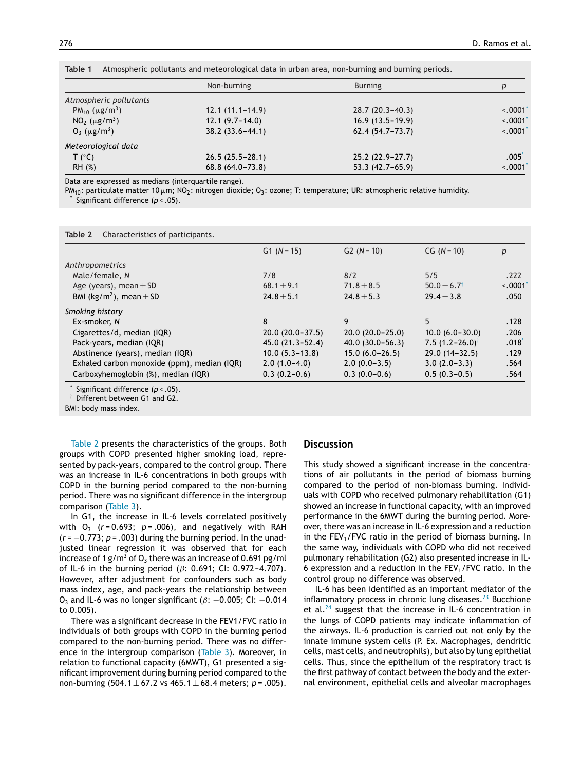**Table 1** Atmospheric pollutants and meteorological data in urban area, non-burning and burning periods.

| | Non-burning | Burning | $p$ |
|---|---|---|---|
| *Atmospheric pollutants* | | | |
| $PM_{10}$ ($\mu g/m^3$) | 12.1 (11.1–14.9) | 28.7 (20.3–40.3) | <.0001* |
| $NO_2$ ($\mu g/m^3$) | 12.1 (9.7–14.0) | 16.9 (13.5–19.9) | <.0001* |
| $O_3$ ($\mu g/m^3$) | 38.2 (33.6–44.1) | 62.4 (54.7–73.7) | <.0001* |
| *Meteorological data* | | | |
| T (°C) | 26.5 (25.5–28.1) | 25.2 (22.9–27.7) | .005* |
| RH (%) | 68.8 (64.0–73.8) | 53.3 (42.7–65.9) | <.0001* |

Data are expressed as medians (interquartile range).
$PM_{10}$: particulate matter 10 μm; $NO_2$: nitrogen dioxide; $O_3$: ozone; T: temperature; UR: atmospheric relative humidity.
* Significant difference ($p < .05$).

**Table 2** Characteristics of participants.

| | G1 ($N$ = 15) | G2 ($N$ = 10) | CG ($N$ = 10) | $p$ |
|---|---|---|---|---|
| *Anthropometrics* | | | | |
| Male/female, $N$ | 7/8 | 8/2 | 5/5 | .222 |
| Age (years), mean ± SD | 68.1 ± 9.1 | 71.8 ± 8.5 | 50.0 ± 6.7† | <.0001* |
| BMI ($kg/m^2$), mean ± SD | 24.8 ± 5.1 | 24.8 ± 5.3 | 29.4 ± 3.8 | .050 |
| *Smoking history* | | | | |
| Ex-smoker, $N$ | 8 | 9 | 5 | .128 |
| Cigarettes/d, median (IQR) | 20.0 (20.0–37.5) | 20.0 (20.0–25.0) | 10.0 (6.0–30.0) | .206 |
| Pack-years, median (IQR) | 45.0 (21.3–52.4) | 40.0 (30.0–56.3) | 7.5 (1.2–26.0)† | .018* |
| Abstinence (years), median (IQR) | 10.0 (5.3–13.8) | 15.0 (6.0–26.5) | 29.0 (14–32.5) | .129 |
| Exhaled carbon monoxide (ppm), median (IQR) | 2.0 (1.0–4.0) | 2.0 (0.0–3.5) | 3.0 (2.0–3.3) | .564 |
| Carboxyhemoglobin (%), median (IQR) | 0.3 (0.2–0.6) | 0.3 (0.0–0.6) | 0.5 (0.3–0.5) | .564 |

* Significant difference ($p < .05$).
† Different between G1 and G2.
BMI: body mass index.

Table 2 presents the characteristics of the groups. Both groups with COPD presented higher smoking load, represented by pack-years, compared to the control group. There was an increase in IL-6 concentrations in both groups with COPD in the burning period compared to the non-burning period. There was no significant difference in the intergroup comparison (Table 3).

In G1, the increase in IL-6 levels correlated positively with $O_3$ ($r = 0.693$; $p = .006$), and negatively with RAH ($r = -0.773$; $p = .003$) during the burning period. In the unadjusted linear regression it was observed that for each increase of 1 $g/m^3$ of $O_3$ there was an increase of 0.691 pg/ml of IL-6 in the burning period ($\beta$: 0.691; CI: 0.972–4.707). However, after adjustment for confounders such as body mass index, age, and pack-years the relationship between $O_3$ and IL-6 was no longer significant ($\beta$: −0.005; CI: −0.014 to 0.005).

There was a significant decrease in the FEV1/FVC ratio in individuals of both groups with COPD in the burning period compared to the non-burning period. There was no difference in the intergroup comparison (Table 3). Moreover, in relation to functional capacity (6MWT), G1 presented a significant improvement during burning period compared to the non-burning (504.1 ± 67.2 vs 465.1 ± 68.4 meters; $p = .005$).

## Discussion

This study showed a significant increase in the concentrations of air pollutants in the period of biomass burning compared to the period of non-biomass burning. Individuals with COPD who received pulmonary rehabilitation (G1) showed an increase in functional capacity, with an improved performance in the 6MWT during the burning period. Moreover, there was an increase in IL-6 expression and a reduction in the $FEV_1/FVC$ ratio in the period of biomass burning. In the same way, individuals with COPD who did not received pulmonary rehabilitation (G2) also presented increase in IL-6 expression and a reduction in the $FEV_1/FVC$ ratio. In the control group no difference was observed.

IL-6 has been identified as an important mediator of the inflammatory process in chronic lung diseases.[23] Bucchione et al.[24] suggest that the increase in IL-6 concentration in the lungs of COPD patients may indicate inflammation of the airways. IL-6 production is carried out not only by the innate immune system cells (P. Ex. Macrophages, dendritic cells, mast cells, and neutrophils), but also by lung epithelial cells. Thus, since the epithelium of the respiratory tract is the first pathway of contact between the body and the external environment, epithelial cells and alveolar macrophages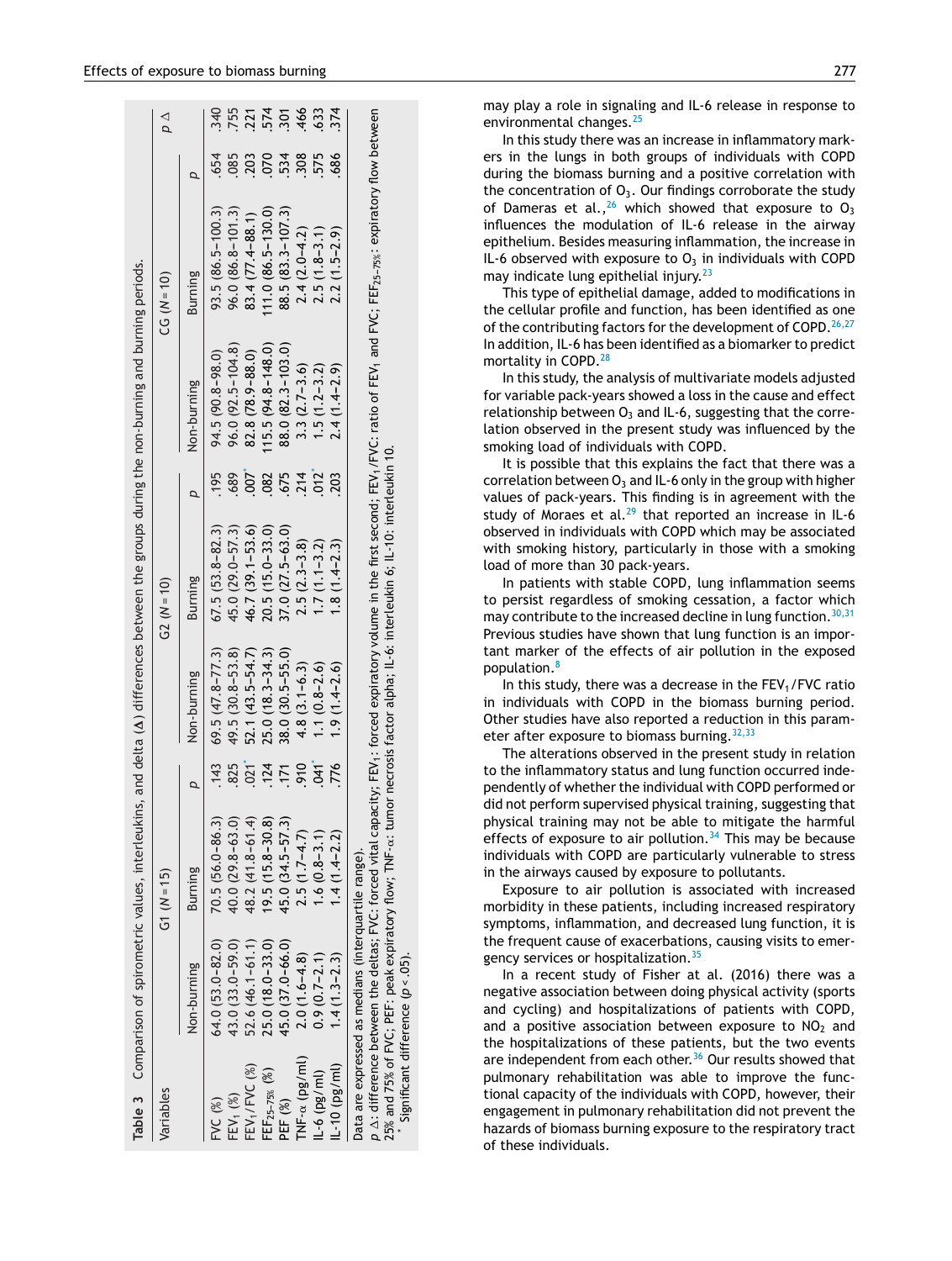Table 3 Comparison of spirometric values, interleukins, and delta (Δ) differences between the groups during the non-burning and burning periods.

| Variables | G1 (N = 15) | | | G2 (N = 10) | | | CG (N = 10) | | | p Δ |
|---|---|---|---|---|---|---|---|---|---|---|
| | Non-burning | Burning | p | Non-burning | Burning | p | Non-burning | Burning | p | |
| FVC (%) | 64.0 (53.0–82.0) | 70.5 (56.0–86.3) | .143 | 69.5 (47.8–77.3) | 67.5 (53.8–82.3) | .195 | 94.5 (90.8–98.0) | 93.5 (86.5–100.3) | .654 | .340 |
| $FEV_1$ (%) | 43.0 (33.0–59.0) | 40.0 (29.8–63.0) | .825 | 49.5 (30.8–53.8) | 45.0 (29.0–57.3) | .689 | 96.0 (92.5–104.8) | 96.0 (86.8–101.3) | .085 | .755 |
| $FEV_1$/FVC (%) | 52.6 (46.1–61.1) | 48.2 (41.8–61.4) | .021* | 52.1 (43.5–54.7) | 46.7 (39.1–53.6) | .007* | 82.8 (78.9–88.0) | 83.4 (77.4–88.1) | .203 | .221 |
| $FEF_{25-75\%}$ (%) | 25.0 (18.0–33.0) | 19.5 (15.8–30.8) | .124 | 25.0 (18.3–34.3) | 20.5 (15.0–33.0) | .082 | 115.5 (94.8–148.0) | 111.0 (86.5–130.0) | .070 | .574 |
| PEF (%) | 45.0 (37.0–66.0) | 45.0 (34.5–57.3) | .171 | 38.0 (30.5–55.0) | 37.0 (27.5–63.0) | .675 | 88.0 (82.3–103.0) | 88.5 (83.3–107.3) | .534 | .301 |
| TNF-α (pg/ml) | 2.0 (1.6–4.8) | 2.5 (1.7–4.7) | .910 | 4.8 (3.1–6.3) | 2.5 (2.3–3.8) | .214 | 3.3 (2.7–3.6) | 2.4 (2.0–4.2) | .308 | .466 |
| IL-6 (pg/ml) | 0.9 (0.7–2.1) | 1.6 (0.8–3.1) | .041* | 1.1 (0.8–2.6) | 1.7 (1.1–3.2) | .012* | 1.5 (1.2–3.2) | 2.5 (1.8–3.1) | .575 | .633 |
| IL-10 (pg/ml) | 1.4 (1.3–2.3) | 1.4 (1.4–2.2) | .776 | 1.9 (1.4–2.6) | 1.8 (1.4–2.3) | .203 | 2.4 (1.4–2.9) | 2.2 (1.5–2.9) | .686 | .374 |

Data are expressed as medians (interquartile range).

p Δ: difference between the deltas; FVC: forced vital capacity; $FEV_1$: forced expiratory volume in the first second; $FEV_1$/FVC: ratio of $FEV_1$ and FVC; $FEF_{25-75\%}$: expiratory flow between 25% and 75% of FVC; PEF: peak expiratory flow; TNF-α: tumor necrosis factor alpha; IL-6: interleukin 6; IL-10: interleukin 10.

\* Significant difference ($p < .05$).

may play a role in signaling and IL-6 release in response to environmental changes.[25]

In this study there was an increase in inflammatory markers in the lungs in both groups of individuals with COPD during the biomass burning and a positive correlation with the concentration of $O_3$. Our findings corroborate the study of Dameras et al.,[26] which showed that exposure to $O_3$ influences the modulation of IL-6 release in the airway epithelium. Besides measuring inflammation, the increase in IL-6 observed with exposure to $O_3$ in individuals with COPD may indicate lung epithelial injury.[23]

This type of epithelial damage, added to modifications in the cellular profile and function, has been identified as one of the contributing factors for the development of COPD.[26,27] In addition, IL-6 has been identified as a biomarker to predict mortality in COPD.[28]

In this study, the analysis of multivariate models adjusted for variable pack-years showed a loss in the cause and effect relationship between $O_3$ and IL-6, suggesting that the correlation observed in the present study was influenced by the smoking load of individuals with COPD.

It is possible that this explains the fact that there was a correlation between $O_3$ and IL-6 only in the group with higher values of pack-years. This finding is in agreement with the study of Moraes et al.[29] that reported an increase in IL-6 observed in individuals with COPD which may be associated with smoking history, particularly in those with a smoking load of more than 30 pack-years.

In patients with stable COPD, lung inflammation seems to persist regardless of smoking cessation, a factor which may contribute to the increased decline in lung function.[30,31] Previous studies have shown that lung function is an important marker of the effects of air pollution in the exposed population.[8]

In this study, there was a decrease in the $FEV_1$/FVC ratio in individuals with COPD in the biomass burning period. Other studies have also reported a reduction in this parameter after exposure to biomass burning.[32,33]

The alterations observed in the present study in relation to the inflammatory status and lung function occurred independently of whether the individual with COPD performed or did not perform supervised physical training, suggesting that physical training may not be able to mitigate the harmful effects of exposure to air pollution.[34] This may be because individuals with COPD are particularly vulnerable to stress in the airways caused by exposure to pollutants.

Exposure to air pollution is associated with increased morbidity in these patients, including increased respiratory symptoms, inflammation, and decreased lung function, it is the frequent cause of exacerbations, causing visits to emergency services or hospitalization.[35]

In a recent study of Fisher at al. (2016) there was a negative association between doing physical activity (sports and cycling) and hospitalizations of patients with COPD, and a positive association between exposure to $NO_2$ and the hospitalizations of these patients, but the two events are independent from each other.[36] Our results showed that pulmonary rehabilitation was able to improve the functional capacity of the individuals with COPD, however, their engagement in pulmonary rehabilitation did not prevent the hazards of biomass burning exposure to the respiratory tract of these individuals.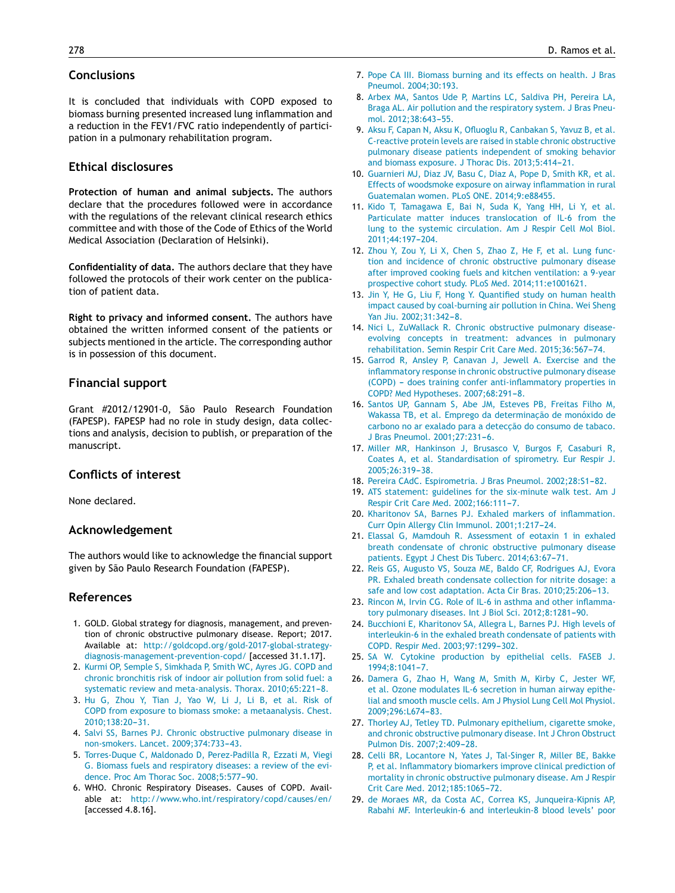## Conclusions

It is concluded that individuals with COPD exposed to biomass burning presented increased lung inflammation and a reduction in the FEV1/FVC ratio independently of participation in a pulmonary rehabilitation program.

## Ethical disclosures

**Protection of human and animal subjects.** The authors declare that the procedures followed were in accordance with the regulations of the relevant clinical research ethics committee and with those of the Code of Ethics of the World Medical Association (Declaration of Helsinki).

**Confidentiality of data.** The authors declare that they have followed the protocols of their work center on the publication of patient data.

**Right to privacy and informed consent.** The authors have obtained the written informed consent of the patients or subjects mentioned in the article. The corresponding author is in possession of this document.

## Financial support

Grant #2012/12901-0, São Paulo Research Foundation (FAPESP). FAPESP had no role in study design, data collections and analysis, decision to publish, or preparation of the manuscript.

## Conflicts of interest

None declared.

## Acknowledgement

The authors would like to acknowledge the financial support given by São Paulo Research Foundation (FAPESP).

## References

1. GOLD. Global strategy for diagnosis, management, and prevention of chronic obstructive pulmonary disease. Report; 2017. Available at: http://goldcopd.org/gold-2017-global-strategy-diagnosis-management-prevention-copd/ [accessed 31.1.17].
2. Kurmi OP, Semple S, Simkhada P, Smith WC, Ayres JG. COPD and chronic bronchitis risk of indoor air pollution from solid fuel: a systematic review and meta-analysis. Thorax. 2010;65:221–8.
3. Hu G, Zhou Y, Tian J, Yao W, Li J, Li B, et al. Risk of COPD from exposure to biomass smoke: a metaanalysis. Chest. 2010;138:20–31.
4. Salvi SS, Barnes PJ. Chronic obstructive pulmonary disease in non-smokers. Lancet. 2009;374:733–43.
5. Torres-Duque C, Maldonado D, Perez-Padilla R, Ezzati M, Viegi G. Biomass fuels and respiratory diseases: a review of the evidence. Proc Am Thorac Soc. 2008;5:577–90.
6. WHO. Chronic Respiratory Diseases. Causes of COPD. Available at: http://www.who.int/respiratory/copd/causes/en/ [accessed 4.8.16].
7. Pope CA III. Biomass burning and its effects on health. J Bras Pneumol. 2004;30:193.
8. Arbex MA, Santos Ude P, Martins LC, Saldiva PH, Pereira LA, Braga AL. Air pollution and the respiratory system. J Bras Pneumol. 2012;38:643–55.
9. Aksu F, Capan N, Aksu K, Ofluoglu R, Canbakan S, Yavuz B, et al. C-reactive protein levels are raised in stable chronic obstructive pulmonary disease patients independent of smoking behavior and biomass exposure. J Thorac Dis. 2013;5:414–21.
10. Guarnieri MJ, Diaz JV, Basu C, Diaz A, Pope D, Smith KR, et al. Effects of woodsmoke exposure on airway inflammation in rural Guatemalan women. PLoS ONE. 2014;9:e88455.
11. Kido T, Tamagawa E, Bai N, Suda K, Yang HH, Li Y, et al. Particulate matter induces translocation of IL-6 from the lung to the systemic circulation. Am J Respir Cell Mol Biol. 2011;44:197–204.
12. Zhou Y, Zou Y, Li X, Chen S, Zhao Z, He F, et al. Lung function and incidence of chronic obstructive pulmonary disease after improved cooking fuels and kitchen ventilation: a 9-year prospective cohort study. PLoS Med. 2014;11:e1001621.
13. Jin Y, He G, Liu F, Hong Y. Quantified study on human health impact caused by coal-burning air pollution in China. Wei Sheng Yan Jiu. 2002;31:342–8.
14. Nici L, ZuWallack R. Chronic obstructive pulmonary disease-evolving concepts in treatment: advances in pulmonary rehabilitation. Semin Respir Crit Care Med. 2015;36:567–74.
15. Garrod R, Ansley P, Canavan J, Jewell A. Exercise and the inflammatory response in chronic obstructive pulmonary disease (COPD) – does training confer anti-inflammatory properties in COPD? Med Hypotheses. 2007;68:291–8.
16. Santos UP, Gannam S, Abe JM, Esteves PB, Freitas Filho M, Wakassa TB, et al. Emprego da determinação de monóxido de carbono no ar exalado para a detecção do consumo de tabaco. J Bras Pneumol. 2001;27:231–6.
17. Miller MR, Hankinson J, Brusasco V, Burgos F, Casaburi R, Coates A, et al. Standardisation of spirometry. Eur Respir J. 2005;26:319–38.
18. Pereira CAdC. Espirometria. J Bras Pneumol. 2002;28:S1–82.
19. ATS statement: guidelines for the six-minute walk test. Am J Respir Crit Care Med. 2002;166:111–7.
20. Kharitonov SA, Barnes PJ. Exhaled markers of inflammation. Curr Opin Allergy Clin Immunol. 2001;1:217–24.
21. Elassal G, Mamdouh R. Assessment of eotaxin 1 in exhaled breath condensate of chronic obstructive pulmonary disease patients. Egypt J Chest Dis Tuberc. 2014;63:67–71.
22. Reis GS, Augusto VS, Souza ME, Baldo CF, Rodrigues AJ, Evora PR. Exhaled breath condensate collection for nitrite dosage: a safe and low cost adaptation. Acta Cir Bras. 2010;25:206–13.
23. Rincon M, Irvin CG. Role of IL-6 in asthma and other inflammatory pulmonary diseases. Int J Biol Sci. 2012;8:1281–90.
24. Bucchioni E, Kharitonov SA, Allegra L, Barnes PJ. High levels of interleukin-6 in the exhaled breath condensate of patients with COPD. Respir Med. 2003;97:1299–302.
25. SA W. Cytokine production by epithelial cells. FASEB J. 1994;8:1041–7.
26. Damera G, Zhao H, Wang M, Smith M, Kirby C, Jester WF, et al. Ozone modulates IL-6 secretion in human airway epithelial and smooth muscle cells. Am J Physiol Lung Cell Mol Physiol. 2009;296:L674–83.
27. Thorley AJ, Tetley TD. Pulmonary epithelium, cigarette smoke, and chronic obstructive pulmonary disease. Int J Chron Obstruct Pulmon Dis. 2007;2:409–28.
28. Celli BR, Locantore N, Yates J, Tal-Singer R, Miller BE, Bakke P, et al. Inflammatory biomarkers improve clinical prediction of mortality in chronic obstructive pulmonary disease. Am J Respir Crit Care Med. 2012;185:1065–72.
29. de Moraes MR, da Costa AC, Correa KS, Junqueira-Kipnis AP, Rabahi MF. Interleukin-6 and interleukin-8 blood levels' poor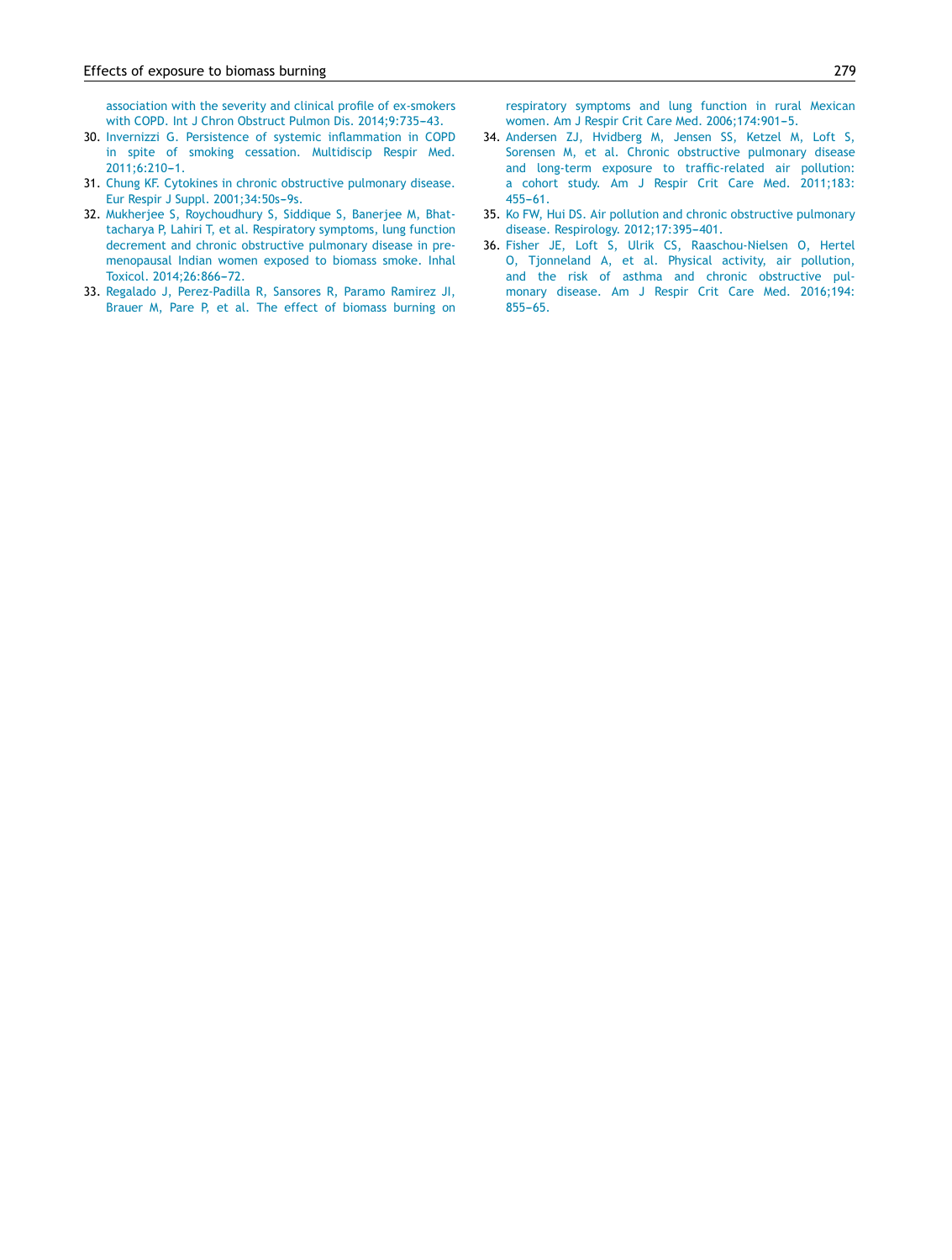association with the severity and clinical profile of ex-smokers with COPD. Int J Chron Obstruct Pulmon Dis. 2014;9:735–43.

30. Invernizzi G. Persistence of systemic inflammation in COPD in spite of smoking cessation. Multidiscip Respir Med. 2011;6:210–1.
31. Chung KF. Cytokines in chronic obstructive pulmonary disease. Eur Respir J Suppl. 2001;34:50s–9s.
32. Mukherjee S, Roychoudhury S, Siddique S, Banerjee M, Bhattacharya P, Lahiri T, et al. Respiratory symptoms, lung function decrement and chronic obstructive pulmonary disease in pre-menopausal Indian women exposed to biomass smoke. Inhal Toxicol. 2014;26:866–72.
33. Regalado J, Perez-Padilla R, Sansores R, Paramo Ramirez JI, Brauer M, Pare P, et al. The effect of biomass burning on respiratory symptoms and lung function in rural Mexican women. Am J Respir Crit Care Med. 2006;174:901–5.
34. Andersen ZJ, Hvidberg M, Jensen SS, Ketzel M, Loft S, Sorensen M, et al. Chronic obstructive pulmonary disease and long-term exposure to traffic-related air pollution: a cohort study. Am J Respir Crit Care Med. 2011;183:455–61.
35. Ko FW, Hui DS. Air pollution and chronic obstructive pulmonary disease. Respirology. 2012;17:395–401.
36. Fisher JE, Loft S, Ulrik CS, Raaschou-Nielsen O, Hertel O, Tjonneland A, et al. Physical activity, air pollution, and the risk of asthma and chronic obstructive pulmonary disease. Am J Respir Crit Care Med. 2016;194:855–65.